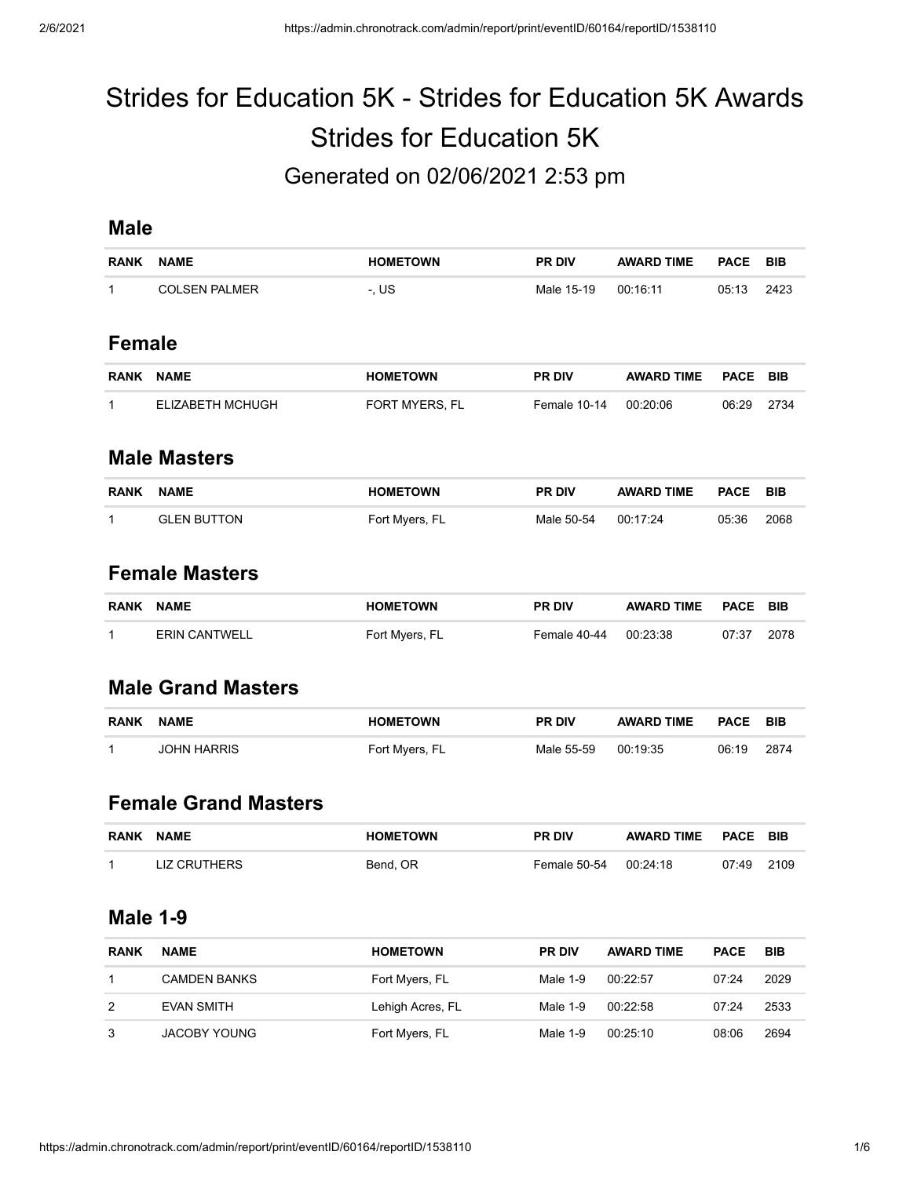# Strides for Education 5K - Strides for Education 5K Awards

## Strides for Education 5K

### Generated on 02/06/2021 2:53 pm

### Male

| RANK | NAME | HOMETOWN | PR DIV | AWARD TIME | PACE | BIB |
|---|---|---|---|---|---|---|
| 1 | COLSEN PALMER | -, US | Male 15-19 | 00:16:11 | 05:13 | 2423 |

### Female

| RANK | NAME | HOMETOWN | PR DIV | AWARD TIME | PACE | BIB |
|---|---|---|---|---|---|---|
| 1 | ELIZABETH MCHUGH | FORT MYERS, FL | Female 10-14 | 00:20:06 | 06:29 | 2734 |

### Male Masters

| RANK | NAME | HOMETOWN | PR DIV | AWARD TIME | PACE | BIB |
|---|---|---|---|---|---|---|
| 1 | GLEN BUTTON | Fort Myers, FL | Male 50-54 | 00:17:24 | 05:36 | 2068 |

### Female Masters

| RANK | NAME | HOMETOWN | PR DIV | AWARD TIME | PACE | BIB |
|---|---|---|---|---|---|---|
| 1 | ERIN CANTWELL | Fort Myers, FL | Female 40-44 | 00:23:38 | 07:37 | 2078 |

### Male Grand Masters

| RANK | NAME | HOMETOWN | PR DIV | AWARD TIME | PACE | BIB |
|---|---|---|---|---|---|---|
| 1 | JOHN HARRIS | Fort Myers, FL | Male 55-59 | 00:19:35 | 06:19 | 2874 |

### Female Grand Masters

| RANK | NAME | HOMETOWN | PR DIV | AWARD TIME | PACE | BIB |
|---|---|---|---|---|---|---|
| 1 | LIZ CRUTHERS | Bend, OR | Female 50-54 | 00:24:18 | 07:49 | 2109 |

### Male 1-9

| RANK | NAME | HOMETOWN | PR DIV | AWARD TIME | PACE | BIB |
|---|---|---|---|---|---|---|
| 1 | CAMDEN BANKS | Fort Myers, FL | Male 1-9 | 00:22:57 | 07:24 | 2029 |
| 2 | EVAN SMITH | Lehigh Acres, FL | Male 1-9 | 00:22:58 | 07:24 | 2533 |
| 3 | JACOBY YOUNG | Fort Myers, FL | Male 1-9 | 00:25:10 | 08:06 | 2694 |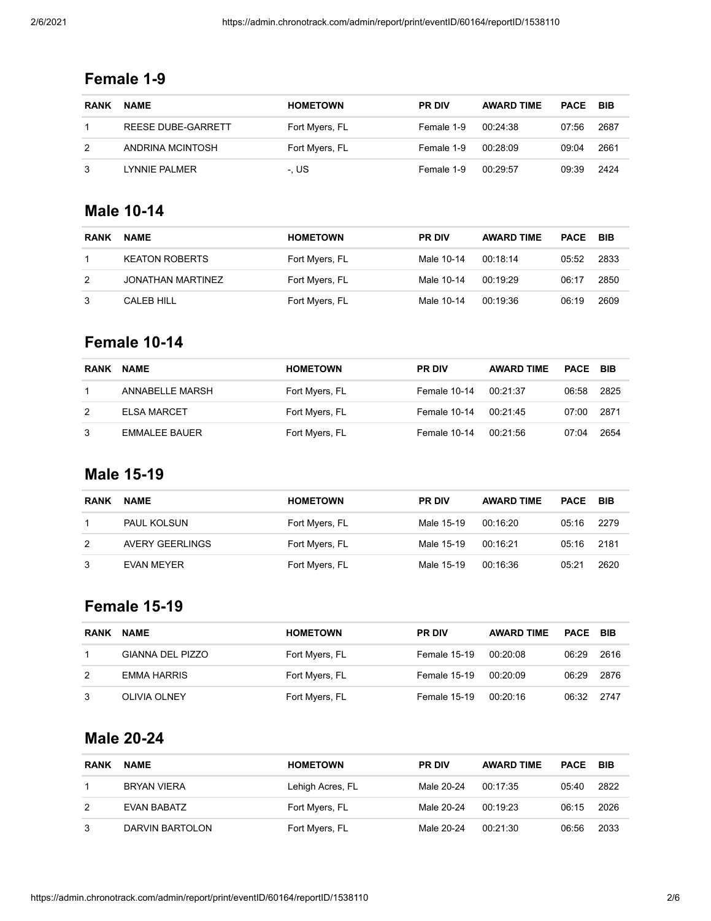## Female 1-9

| RANK | NAME | HOMETOWN | PR DIV | AWARD TIME | PACE | BIB |
|---|---|---|---|---|---|---|
| 1 | REESE DUBE-GARRETT | Fort Myers, FL | Female 1-9 | 00:24:38 | 07:56 | 2687 |
| 2 | ANDRINA MCINTOSH | Fort Myers, FL | Female 1-9 | 00:28:09 | 09:04 | 2661 |
| 3 | LYNNIE PALMER | -, US | Female 1-9 | 00:29:57 | 09:39 | 2424 |

## Male 10-14

| RANK | NAME | HOMETOWN | PR DIV | AWARD TIME | PACE | BIB |
|---|---|---|---|---|---|---|
| 1 | KEATON ROBERTS | Fort Myers, FL | Male 10-14 | 00:18:14 | 05:52 | 2833 |
| 2 | JONATHAN MARTINEZ | Fort Myers, FL | Male 10-14 | 00:19:29 | 06:17 | 2850 |
| 3 | CALEB HILL | Fort Myers, FL | Male 10-14 | 00:19:36 | 06:19 | 2609 |

## Female 10-14

| RANK | NAME | HOMETOWN | PR DIV | AWARD TIME | PACE | BIB |
|---|---|---|---|---|---|---|
| 1 | ANNABELLE MARSH | Fort Myers, FL | Female 10-14 | 00:21:37 | 06:58 | 2825 |
| 2 | ELSA MARCET | Fort Myers, FL | Female 10-14 | 00:21:45 | 07:00 | 2871 |
| 3 | EMMALEE BAUER | Fort Myers, FL | Female 10-14 | 00:21:56 | 07:04 | 2654 |

## Male 15-19

| RANK | NAME | HOMETOWN | PR DIV | AWARD TIME | PACE | BIB |
|---|---|---|---|---|---|---|
| 1 | PAUL KOLSUN | Fort Myers, FL | Male 15-19 | 00:16:20 | 05:16 | 2279 |
| 2 | AVERY GEERLINGS | Fort Myers, FL | Male 15-19 | 00:16:21 | 05:16 | 2181 |
| 3 | EVAN MEYER | Fort Myers, FL | Male 15-19 | 00:16:36 | 05:21 | 2620 |

## Female 15-19

| RANK | NAME | HOMETOWN | PR DIV | AWARD TIME | PACE | BIB |
|---|---|---|---|---|---|---|
| 1 | GIANNA DEL PIZZO | Fort Myers, FL | Female 15-19 | 00:20:08 | 06:29 | 2616 |
| 2 | EMMA HARRIS | Fort Myers, FL | Female 15-19 | 00:20:09 | 06:29 | 2876 |
| 3 | OLIVIA OLNEY | Fort Myers, FL | Female 15-19 | 00:20:16 | 06:32 | 2747 |

## Male 20-24

| RANK | NAME | HOMETOWN | PR DIV | AWARD TIME | PACE | BIB |
|---|---|---|---|---|---|---|
| 1 | BRYAN VIERA | Lehigh Acres, FL | Male 20-24 | 00:17:35 | 05:40 | 2822 |
| 2 | EVAN BABATZ | Fort Myers, FL | Male 20-24 | 00:19:23 | 06:15 | 2026 |
| 3 | DARVIN BARTOLON | Fort Myers, FL | Male 20-24 | 00:21:30 | 06:56 | 2033 |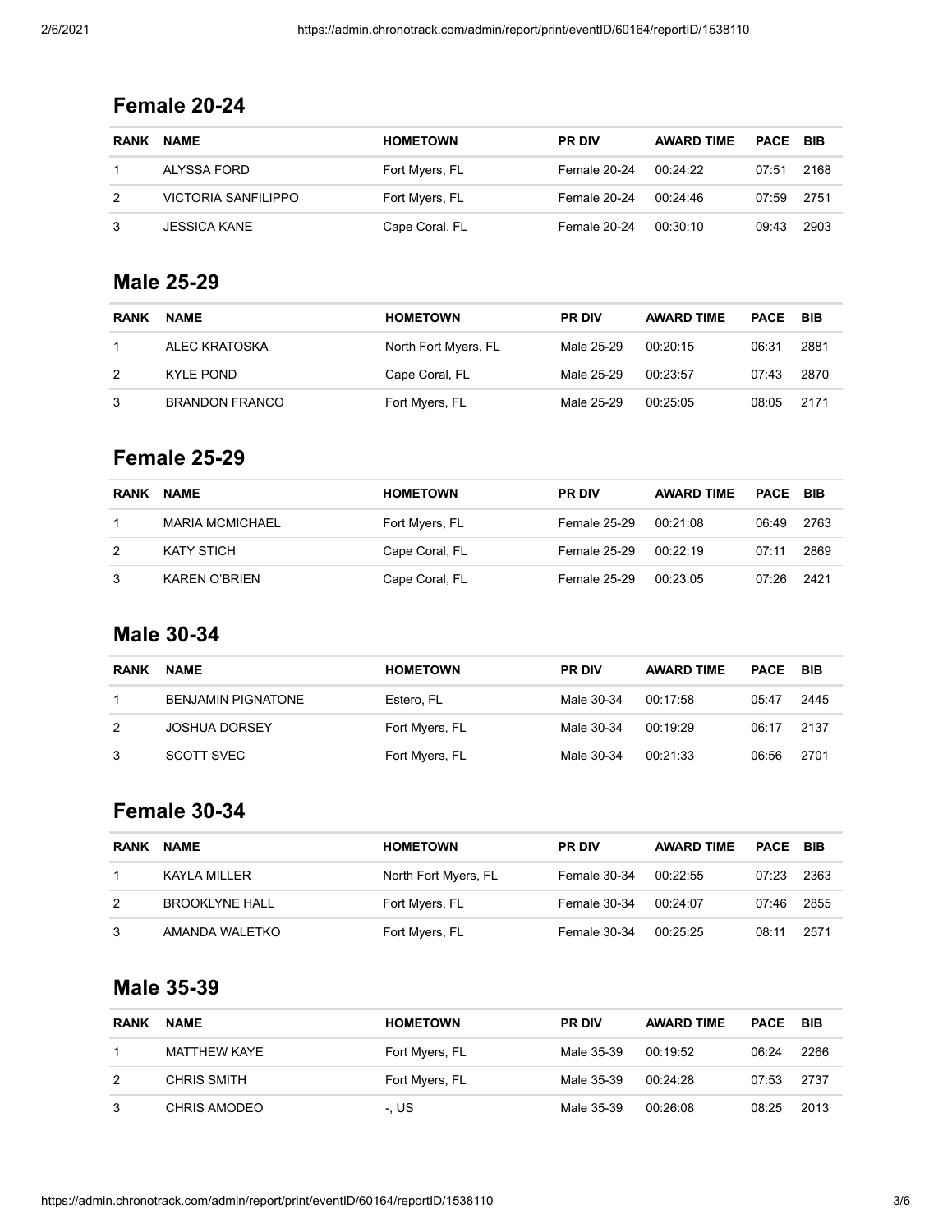## Female 20-24

| RANK | NAME | HOMETOWN | PR DIV | AWARD TIME | PACE | BIB |
|---|---|---|---|---|---|---|
| 1 | ALYSSA FORD | Fort Myers, FL | Female 20-24 | 00:24:22 | 07:51 | 2168 |
| 2 | VICTORIA SANFILIPPO | Fort Myers, FL | Female 20-24 | 00:24:46 | 07:59 | 2751 |
| 3 | JESSICA KANE | Cape Coral, FL | Female 20-24 | 00:30:10 | 09:43 | 2903 |

## Male 25-29

| RANK | NAME | HOMETOWN | PR DIV | AWARD TIME | PACE | BIB |
|---|---|---|---|---|---|---|
| 1 | ALEC KRATOSKA | North Fort Myers, FL | Male 25-29 | 00:20:15 | 06:31 | 2881 |
| 2 | KYLE POND | Cape Coral, FL | Male 25-29 | 00:23:57 | 07:43 | 2870 |
| 3 | BRANDON FRANCO | Fort Myers, FL | Male 25-29 | 00:25:05 | 08:05 | 2171 |

## Female 25-29

| RANK | NAME | HOMETOWN | PR DIV | AWARD TIME | PACE | BIB |
|---|---|---|---|---|---|---|
| 1 | MARIA MCMICHAEL | Fort Myers, FL | Female 25-29 | 00:21:08 | 06:49 | 2763 |
| 2 | KATY STICH | Cape Coral, FL | Female 25-29 | 00:22:19 | 07:11 | 2869 |
| 3 | KAREN O'BRIEN | Cape Coral, FL | Female 25-29 | 00:23:05 | 07:26 | 2421 |

## Male 30-34

| RANK | NAME | HOMETOWN | PR DIV | AWARD TIME | PACE | BIB |
|---|---|---|---|---|---|---|
| 1 | BENJAMIN PIGNATONE | Estero, FL | Male 30-34 | 00:17:58 | 05:47 | 2445 |
| 2 | JOSHUA DORSEY | Fort Myers, FL | Male 30-34 | 00:19:29 | 06:17 | 2137 |
| 3 | SCOTT SVEC | Fort Myers, FL | Male 30-34 | 00:21:33 | 06:56 | 2701 |

## Female 30-34

| RANK | NAME | HOMETOWN | PR DIV | AWARD TIME | PACE | BIB |
|---|---|---|---|---|---|---|
| 1 | KAYLA MILLER | North Fort Myers, FL | Female 30-34 | 00:22:55 | 07:23 | 2363 |
| 2 | BROOKLYNE HALL | Fort Myers, FL | Female 30-34 | 00:24:07 | 07:46 | 2855 |
| 3 | AMANDA WALETKO | Fort Myers, FL | Female 30-34 | 00:25:25 | 08:11 | 2571 |

## Male 35-39

| RANK | NAME | HOMETOWN | PR DIV | AWARD TIME | PACE | BIB |
|---|---|---|---|---|---|---|
| 1 | MATTHEW KAYE | Fort Myers, FL | Male 35-39 | 00:19:52 | 06:24 | 2266 |
| 2 | CHRIS SMITH | Fort Myers, FL | Male 35-39 | 00:24:28 | 07:53 | 2737 |
| 3 | CHRIS AMODEO | -, US | Male 35-39 | 00:26:08 | 08:25 | 2013 |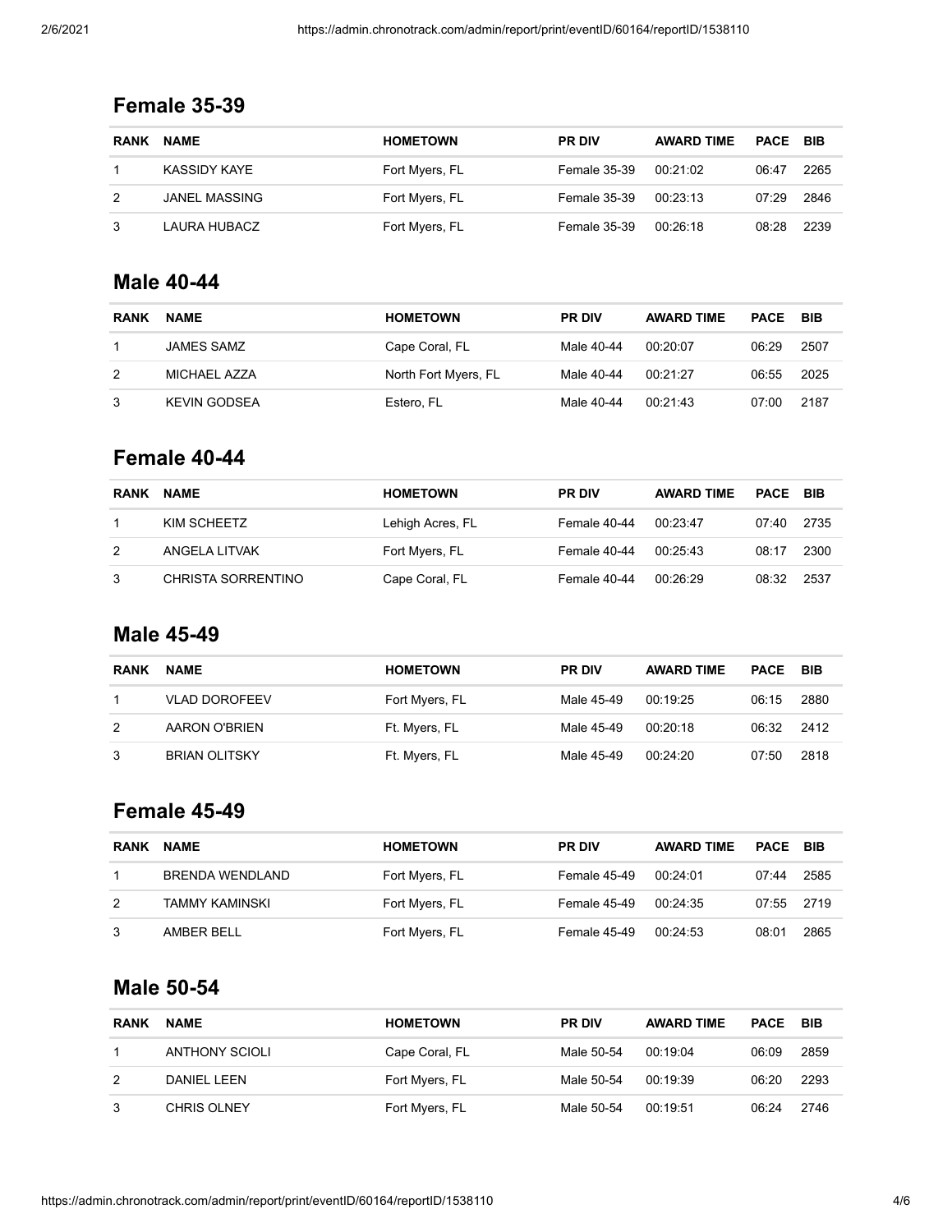## Female 35-39

| RANK | NAME | HOMETOWN | PR DIV | AWARD TIME | PACE | BIB |
|---|---|---|---|---|---|---|
| 1 | KASSIDY KAYE | Fort Myers, FL | Female 35-39 | 00:21:02 | 06:47 | 2265 |
| 2 | JANEL MASSING | Fort Myers, FL | Female 35-39 | 00:23:13 | 07:29 | 2846 |
| 3 | LAURA HUBACZ | Fort Myers, FL | Female 35-39 | 00:26:18 | 08:28 | 2239 |

## Male 40-44

| RANK | NAME | HOMETOWN | PR DIV | AWARD TIME | PACE | BIB |
|---|---|---|---|---|---|---|
| 1 | JAMES SAMZ | Cape Coral, FL | Male 40-44 | 00:20:07 | 06:29 | 2507 |
| 2 | MICHAEL AZZA | North Fort Myers, FL | Male 40-44 | 00:21:27 | 06:55 | 2025 |
| 3 | KEVIN GODSEA | Estero, FL | Male 40-44 | 00:21:43 | 07:00 | 2187 |

## Female 40-44

| RANK | NAME | HOMETOWN | PR DIV | AWARD TIME | PACE | BIB |
|---|---|---|---|---|---|---|
| 1 | KIM SCHEETZ | Lehigh Acres, FL | Female 40-44 | 00:23:47 | 07:40 | 2735 |
| 2 | ANGELA LITVAK | Fort Myers, FL | Female 40-44 | 00:25:43 | 08:17 | 2300 |
| 3 | CHRISTA SORRENTINO | Cape Coral, FL | Female 40-44 | 00:26:29 | 08:32 | 2537 |

## Male 45-49

| RANK | NAME | HOMETOWN | PR DIV | AWARD TIME | PACE | BIB |
|---|---|---|---|---|---|---|
| 1 | VLAD DOROFEEV | Fort Myers, FL | Male 45-49 | 00:19:25 | 06:15 | 2880 |
| 2 | AARON O'BRIEN | Ft. Myers, FL | Male 45-49 | 00:20:18 | 06:32 | 2412 |
| 3 | BRIAN OLITSKY | Ft. Myers, FL | Male 45-49 | 00:24:20 | 07:50 | 2818 |

## Female 45-49

| RANK | NAME | HOMETOWN | PR DIV | AWARD TIME | PACE | BIB |
|---|---|---|---|---|---|---|
| 1 | BRENDA WENDLAND | Fort Myers, FL | Female 45-49 | 00:24:01 | 07:44 | 2585 |
| 2 | TAMMY KAMINSKI | Fort Myers, FL | Female 45-49 | 00:24:35 | 07:55 | 2719 |
| 3 | AMBER BELL | Fort Myers, FL | Female 45-49 | 00:24:53 | 08:01 | 2865 |

## Male 50-54

| RANK | NAME | HOMETOWN | PR DIV | AWARD TIME | PACE | BIB |
|---|---|---|---|---|---|---|
| 1 | ANTHONY SCIOLI | Cape Coral, FL | Male 50-54 | 00:19:04 | 06:09 | 2859 |
| 2 | DANIEL LEEN | Fort Myers, FL | Male 50-54 | 00:19:39 | 06:20 | 2293 |
| 3 | CHRIS OLNEY | Fort Myers, FL | Male 50-54 | 00:19:51 | 06:24 | 2746 |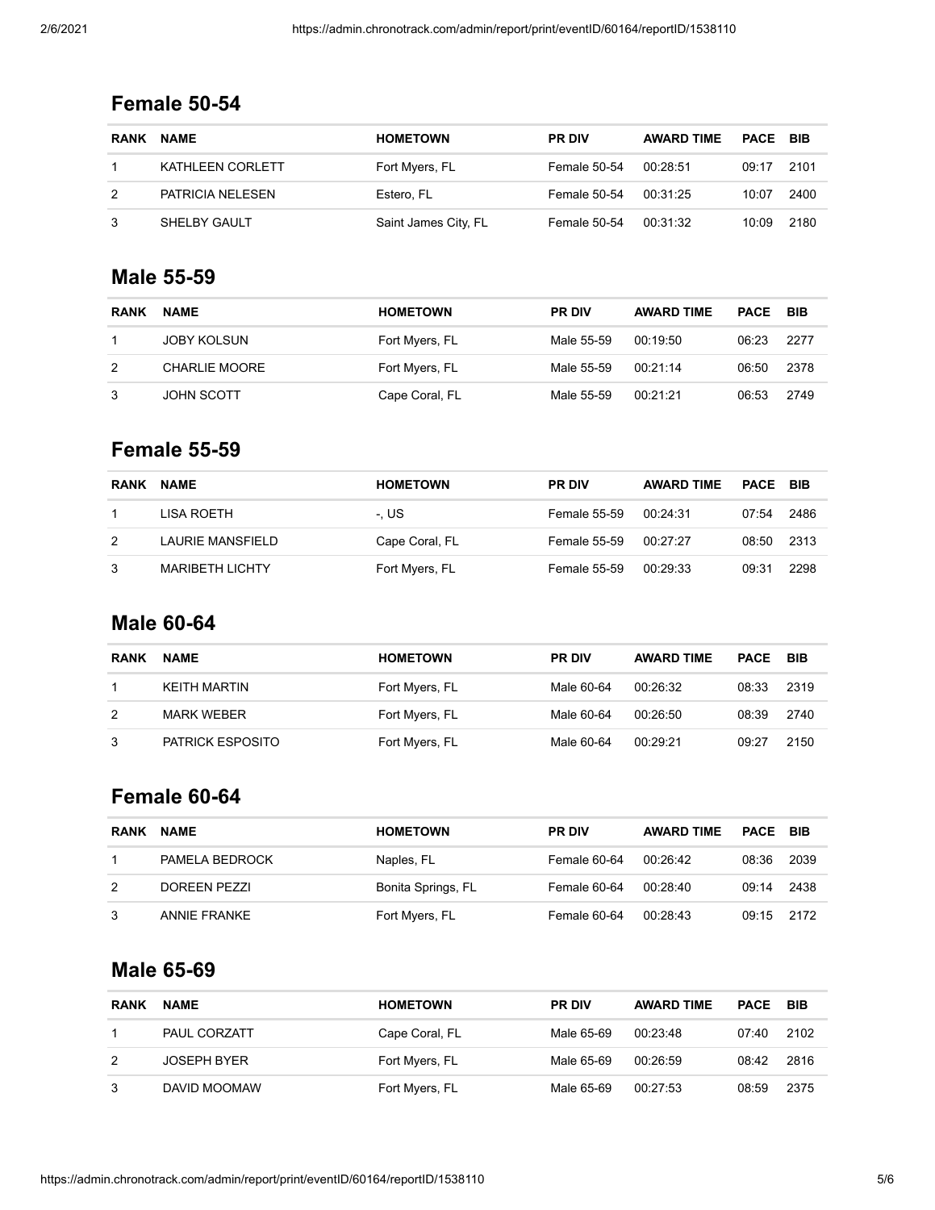## Female 50-54

| RANK | NAME | HOMETOWN | PR DIV | AWARD TIME | PACE | BIB |
|---|---|---|---|---|---|---|
| 1 | KATHLEEN CORLETT | Fort Myers, FL | Female 50-54 | 00:28:51 | 09:17 | 2101 |
| 2 | PATRICIA NELESEN | Estero, FL | Female 50-54 | 00:31:25 | 10:07 | 2400 |
| 3 | SHELBY GAULT | Saint James City, FL | Female 50-54 | 00:31:32 | 10:09 | 2180 |

## Male 55-59

| RANK | NAME | HOMETOWN | PR DIV | AWARD TIME | PACE | BIB |
|---|---|---|---|---|---|---|
| 1 | JOBY KOLSUN | Fort Myers, FL | Male 55-59 | 00:19:50 | 06:23 | 2277 |
| 2 | CHARLIE MOORE | Fort Myers, FL | Male 55-59 | 00:21:14 | 06:50 | 2378 |
| 3 | JOHN SCOTT | Cape Coral, FL | Male 55-59 | 00:21:21 | 06:53 | 2749 |

## Female 55-59

| RANK | NAME | HOMETOWN | PR DIV | AWARD TIME | PACE | BIB |
|---|---|---|---|---|---|---|
| 1 | LISA ROETH | -, US | Female 55-59 | 00:24:31 | 07:54 | 2486 |
| 2 | LAURIE MANSFIELD | Cape Coral, FL | Female 55-59 | 00:27:27 | 08:50 | 2313 |
| 3 | MARIBETH LICHTY | Fort Myers, FL | Female 55-59 | 00:29:33 | 09:31 | 2298 |

## Male 60-64

| RANK | NAME | HOMETOWN | PR DIV | AWARD TIME | PACE | BIB |
|---|---|---|---|---|---|---|
| 1 | KEITH MARTIN | Fort Myers, FL | Male 60-64 | 00:26:32 | 08:33 | 2319 |
| 2 | MARK WEBER | Fort Myers, FL | Male 60-64 | 00:26:50 | 08:39 | 2740 |
| 3 | PATRICK ESPOSITO | Fort Myers, FL | Male 60-64 | 00:29:21 | 09:27 | 2150 |

## Female 60-64

| RANK | NAME | HOMETOWN | PR DIV | AWARD TIME | PACE | BIB |
|---|---|---|---|---|---|---|
| 1 | PAMELA BEDROCK | Naples, FL | Female 60-64 | 00:26:42 | 08:36 | 2039 |
| 2 | DOREEN PEZZI | Bonita Springs, FL | Female 60-64 | 00:28:40 | 09:14 | 2438 |
| 3 | ANNIE FRANKE | Fort Myers, FL | Female 60-64 | 00:28:43 | 09:15 | 2172 |

## Male 65-69

| RANK | NAME | HOMETOWN | PR DIV | AWARD TIME | PACE | BIB |
|---|---|---|---|---|---|---|
| 1 | PAUL CORZATT | Cape Coral, FL | Male 65-69 | 00:23:48 | 07:40 | 2102 |
| 2 | JOSEPH BYER | Fort Myers, FL | Male 65-69 | 00:26:59 | 08:42 | 2816 |
| 3 | DAVID MOOMAW | Fort Myers, FL | Male 65-69 | 00:27:53 | 08:59 | 2375 |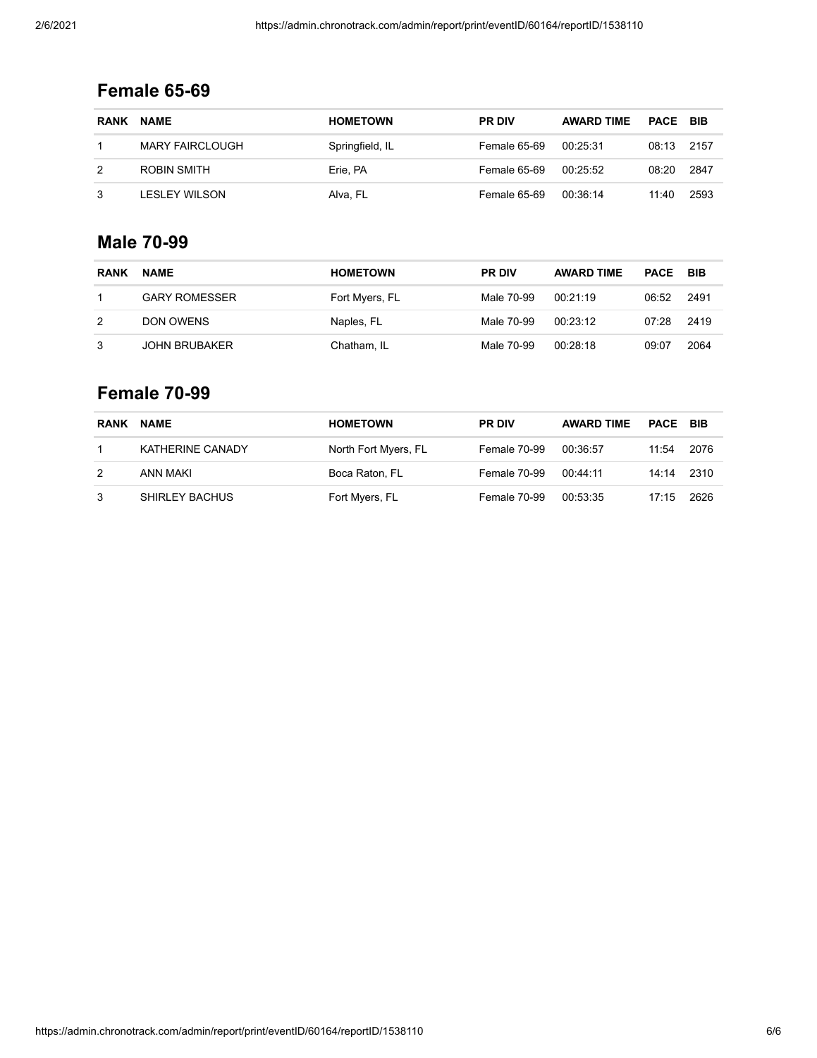## Female 65-69

| RANK | NAME | HOMETOWN | PR DIV | AWARD TIME | PACE | BIB |
|---|---|---|---|---|---|---|
| 1 | MARY FAIRCLOUGH | Springfield, IL | Female 65-69 | 00:25:31 | 08:13 | 2157 |
| 2 | ROBIN SMITH | Erie, PA | Female 65-69 | 00:25:52 | 08:20 | 2847 |
| 3 | LESLEY WILSON | Alva, FL | Female 65-69 | 00:36:14 | 11:40 | 2593 |

## Male 70-99

| RANK | NAME | HOMETOWN | PR DIV | AWARD TIME | PACE | BIB |
|---|---|---|---|---|---|---|
| 1 | GARY ROMESSER | Fort Myers, FL | Male 70-99 | 00:21:19 | 06:52 | 2491 |
| 2 | DON OWENS | Naples, FL | Male 70-99 | 00:23:12 | 07:28 | 2419 |
| 3 | JOHN BRUBAKER | Chatham, IL | Male 70-99 | 00:28:18 | 09:07 | 2064 |

## Female 70-99

| RANK | NAME | HOMETOWN | PR DIV | AWARD TIME | PACE | BIB |
|---|---|---|---|---|---|---|
| 1 | KATHERINE CANADY | North Fort Myers, FL | Female 70-99 | 00:36:57 | 11:54 | 2076 |
| 2 | ANN MAKI | Boca Raton, FL | Female 70-99 | 00:44:11 | 14:14 | 2310 |
| 3 | SHIRLEY BACHUS | Fort Myers, FL | Female 70-99 | 00:53:35 | 17:15 | 2626 |